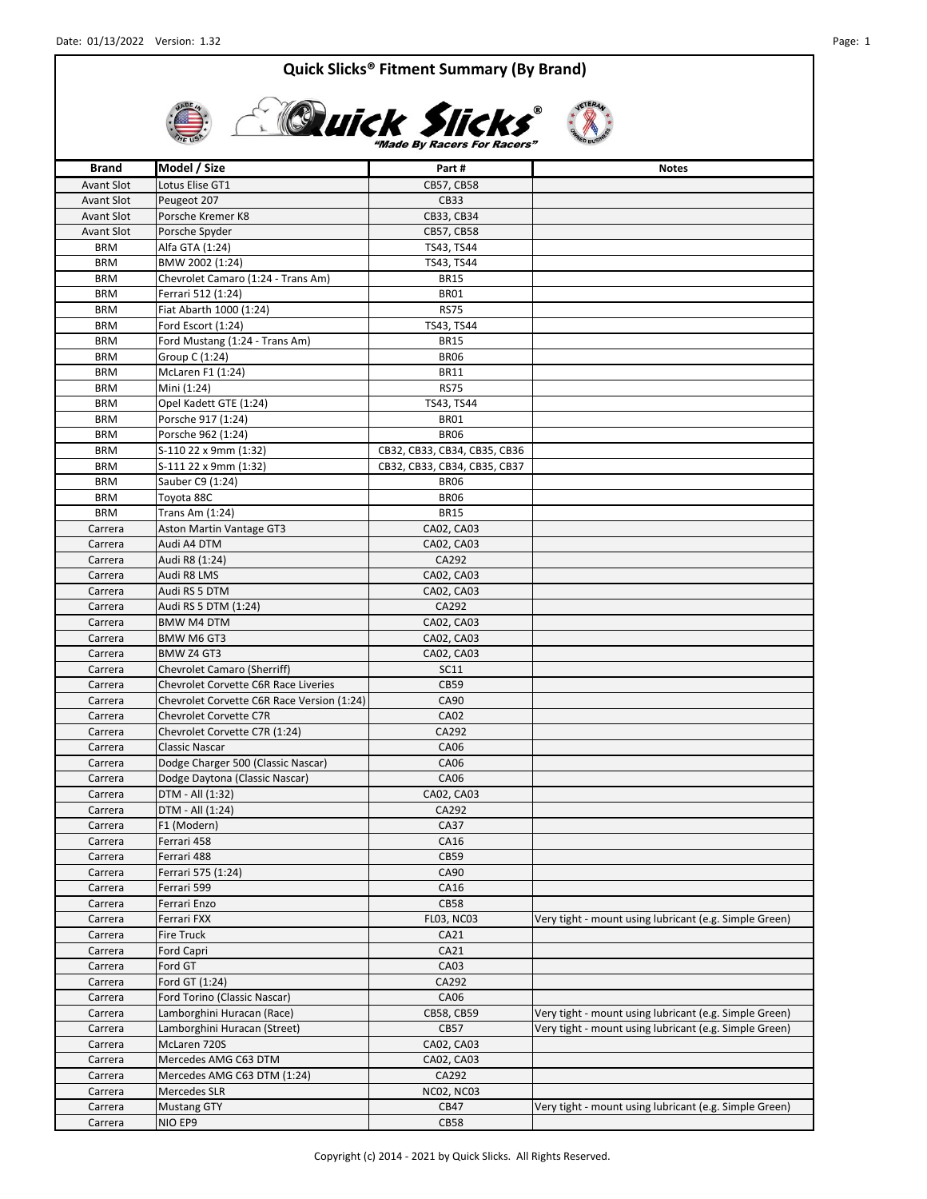# Quick Slicks® Fitment Summary (By Brand)

*"Made By Racers For Racers"*

| Brand | Model / Size | Part # | Notes |
|---|---|---|---|
| Avant Slot | Lotus Elise GT1 | CB57, CB58 | |
| Avant Slot | Peugeot 207 | CB33 | |
| Avant Slot | Porsche Kremer K8 | CB33, CB34 | |
| Avant Slot | Porsche Spyder | CB57, CB58 | |
| BRM | Alfa GTA (1:24) | TS43, TS44 | |
| BRM | BMW 2002 (1:24) | TS43, TS44 | |
| BRM | Chevrolet Camaro (1:24 - Trans Am) | BR15 | |
| BRM | Ferrari 512 (1:24) | BR01 | |
| BRM | Fiat Abarth 1000 (1:24) | RS75 | |
| BRM | Ford Escort (1:24) | TS43, TS44 | |
| BRM | Ford Mustang (1:24 - Trans Am) | BR15 | |
| BRM | Group C (1:24) | BR06 | |
| BRM | McLaren F1 (1:24) | BR11 | |
| BRM | Mini (1:24) | RS75 | |
| BRM | Opel Kadett GTE (1:24) | TS43, TS44 | |
| BRM | Porsche 917 (1:24) | BR01 | |
| BRM | Porsche 962 (1:24) | BR06 | |
| BRM | S-110 22 x 9mm (1:32) | CB32, CB33, CB34, CB35, CB36 | |
| BRM | S-111 22 x 9mm (1:32) | CB32, CB33, CB34, CB35, CB37 | |
| BRM | Sauber C9 (1:24) | BR06 | |
| BRM | Toyota 88C | BR06 | |
| BRM | Trans Am (1:24) | BR15 | |
| Carrera | Aston Martin Vantage GT3 | CA02, CA03 | |
| Carrera | Audi A4 DTM | CA02, CA03 | |
| Carrera | Audi R8 (1:24) | CA292 | |
| Carrera | Audi R8 LMS | CA02, CA03 | |
| Carrera | Audi RS 5 DTM | CA02, CA03 | |
| Carrera | Audi RS 5 DTM (1:24) | CA292 | |
| Carrera | BMW M4 DTM | CA02, CA03 | |
| Carrera | BMW M6 GT3 | CA02, CA03 | |
| Carrera | BMW Z4 GT3 | CA02, CA03 | |
| Carrera | Chevrolet Camaro (Sherriff) | SC11 | |
| Carrera | Chevrolet Corvette C6R Race Liveries | CB59 | |
| Carrera | Chevrolet Corvette C6R Race Version (1:24) | CA90 | |
| Carrera | Chevrolet Corvette C7R | CA02 | |
| Carrera | Chevrolet Corvette C7R (1:24) | CA292 | |
| Carrera | Classic Nascar | CA06 | |
| Carrera | Dodge Charger 500 (Classic Nascar) | CA06 | |
| Carrera | Dodge Daytona (Classic Nascar) | CA06 | |
| Carrera | DTM - All (1:32) | CA02, CA03 | |
| Carrera | DTM - All (1:24) | CA292 | |
| Carrera | F1 (Modern) | CA37 | |
| Carrera | Ferrari 458 | CA16 | |
| Carrera | Ferrari 488 | CB59 | |
| Carrera | Ferrari 575 (1:24) | CA90 | |
| Carrera | Ferrari 599 | CA16 | |
| Carrera | Ferrari Enzo | CB58 | |
| Carrera | Ferrari FXX | FL03, NC03 | Very tight - mount using lubricant (e.g. Simple Green) |
| Carrera | Fire Truck | CA21 | |
| Carrera | Ford Capri | CA21 | |
| Carrera | Ford GT | CA03 | |
| Carrera | Ford GT (1:24) | CA292 | |
| Carrera | Ford Torino (Classic Nascar) | CA06 | |
| Carrera | Lamborghini Huracan (Race) | CB58, CB59 | Very tight - mount using lubricant (e.g. Simple Green) |
| Carrera | Lamborghini Huracan (Street) | CB57 | Very tight - mount using lubricant (e.g. Simple Green) |
| Carrera | McLaren 720S | CA02, CA03 | |
| Carrera | Mercedes AMG C63 DTM | CA02, CA03 | |
| Carrera | Mercedes AMG C63 DTM (1:24) | CA292 | |
| Carrera | Mercedes SLR | NC02, NC03 | |
| Carrera | Mustang GTY | CB47 | Very tight - mount using lubricant (e.g. Simple Green) |
| Carrera | NIO EP9 | CB58 | |

Copyright (c) 2014 - 2021 by Quick Slicks. All Rights Reserved.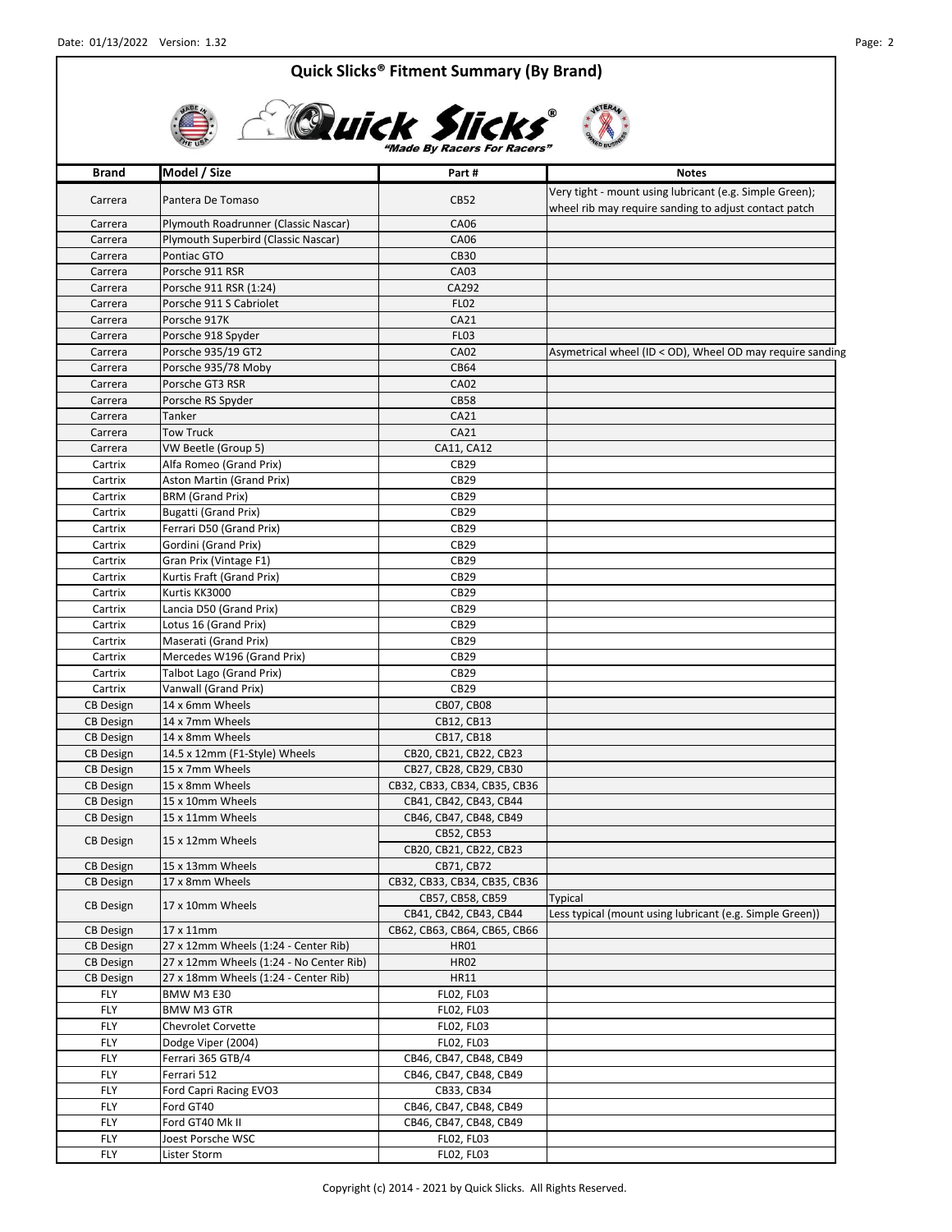# Quick Slicks® Fitment Summary (By Brand)

*"Made By Racers For Racers"*

| Brand | Model / Size | Part # | Notes |
|---|---|---|---|
| Carrera | Pantera De Tomaso | CB52 | Very tight - mount using lubricant (e.g. Simple Green); wheel rib may require sanding to adjust contact patch |
| Carrera | Plymouth Roadrunner (Classic Nascar) | CA06 | |
| Carrera | Plymouth Superbird (Classic Nascar) | CA06 | |
| Carrera | Pontiac GTO | CB30 | |
| Carrera | Porsche 911 RSR | CA03 | |
| Carrera | Porsche 911 RSR (1:24) | CA292 | |
| Carrera | Porsche 911 S Cabriolet | FL02 | |
| Carrera | Porsche 917K | CA21 | |
| Carrera | Porsche 918 Spyder | FL03 | |
| Carrera | Porsche 935/19 GT2 | CA02 | Asymetrical wheel (ID < OD), Wheel OD may require sanding |
| Carrera | Porsche 935/78 Moby | CB64 | |
| Carrera | Porsche GT3 RSR | CA02 | |
| Carrera | Porsche RS Spyder | CB58 | |
| Carrera | Tanker | CA21 | |
| Carrera | Tow Truck | CA21 | |
| Carrera | VW Beetle (Group 5) | CA11, CA12 | |
| Cartrix | Alfa Romeo (Grand Prix) | CB29 | |
| Cartrix | Aston Martin (Grand Prix) | CB29 | |
| Cartrix | BRM (Grand Prix) | CB29 | |
| Cartrix | Bugatti (Grand Prix) | CB29 | |
| Cartrix | Ferrari D50 (Grand Prix) | CB29 | |
| Cartrix | Gordini (Grand Prix) | CB29 | |
| Cartrix | Gran Prix (Vintage F1) | CB29 | |
| Cartrix | Kurtis Fraft (Grand Prix) | CB29 | |
| Cartrix | Kurtis KK3000 | CB29 | |
| Cartrix | Lancia D50 (Grand Prix) | CB29 | |
| Cartrix | Lotus 16 (Grand Prix) | CB29 | |
| Cartrix | Maserati (Grand Prix) | CB29 | |
| Cartrix | Mercedes W196 (Grand Prix) | CB29 | |
| Cartrix | Talbot Lago (Grand Prix) | CB29 | |
| Cartrix | Vanwall (Grand Prix) | CB29 | |
| CB Design | 14 x 6mm Wheels | CB07, CB08 | |
| CB Design | 14 x 7mm Wheels | CB12, CB13 | |
| CB Design | 14 x 8mm Wheels | CB17, CB18 | |
| CB Design | 14.5 x 12mm (F1-Style) Wheels | CB20, CB21, CB22, CB23 | |
| CB Design | 15 x 7mm Wheels | CB27, CB28, CB29, CB30 | |
| CB Design | 15 x 8mm Wheels | CB32, CB33, CB34, CB35, CB36 | |
| CB Design | 15 x 10mm Wheels | CB41, CB42, CB43, CB44 | |
| CB Design | 15 x 11mm Wheels | CB46, CB47, CB48, CB49 | |
| CB Design | 15 x 12mm Wheels | CB52, CB53 | |
| | | CB20, CB21, CB22, CB23 | |
| CB Design | 15 x 13mm Wheels | CB71, CB72 | |
| CB Design | 17 x 8mm Wheels | CB32, CB33, CB34, CB35, CB36 | |
| CB Design | 17 x 10mm Wheels | CB57, CB58, CB59 | Typical |
| | | CB41, CB42, CB43, CB44 | Less typical (mount using lubricant (e.g. Simple Green)) |
| CB Design | 17 x 11mm | CB62, CB63, CB64, CB65, CB66 | |
| CB Design | 27 x 12mm Wheels (1:24 - Center Rib) | HR01 | |
| CB Design | 27 x 12mm Wheels (1:24 - No Center Rib) | HR02 | |
| CB Design | 27 x 18mm Wheels (1:24 - Center Rib) | HR11 | |
| FLY | BMW M3 E30 | FL02, FL03 | |
| FLY | BMW M3 GTR | FL02, FL03 | |
| FLY | Chevrolet Corvette | FL02, FL03 | |
| FLY | Dodge Viper (2004) | FL02, FL03 | |
| FLY | Ferrari 365 GTB/4 | CB46, CB47, CB48, CB49 | |
| FLY | Ferrari 512 | CB46, CB47, CB48, CB49 | |
| FLY | Ford Capri Racing EVO3 | CB33, CB34 | |
| FLY | Ford GT40 | CB46, CB47, CB48, CB49 | |
| FLY | Ford GT40 Mk II | CB46, CB47, CB48, CB49 | |
| FLY | Joest Porsche WSC | FL02, FL03 | |
| FLY | Lister Storm | FL02, FL03 | |

Copyright (c) 2014 - 2021 by Quick Slicks. All Rights Reserved.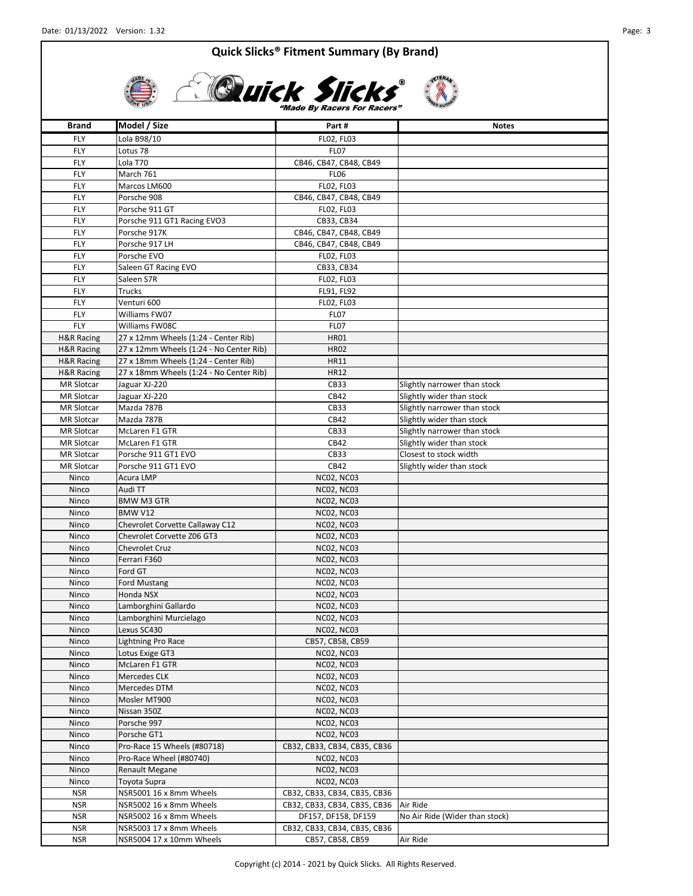# Quick Slicks® Fitment Summary (By Brand)

*"Made By Racers For Racers"*

| Brand | Model / Size | Part # | Notes |
|---|---|---|---|
| FLY | Lola B98/10 | FL02, FL03 | |
| FLY | Lotus 78 | FL07 | |
| FLY | Lola T70 | CB46, CB47, CB48, CB49 | |
| FLY | March 761 | FL06 | |
| FLY | Marcos LM600 | FL02, FL03 | |
| FLY | Porsche 908 | CB46, CB47, CB48, CB49 | |
| FLY | Porsche 911 GT | FL02, FL03 | |
| FLY | Porsche 911 GT1 Racing EVO3 | CB33, CB34 | |
| FLY | Porsche 917K | CB46, CB47, CB48, CB49 | |
| FLY | Porsche 917 LH | CB46, CB47, CB48, CB49 | |
| FLY | Porsche EVO | FL02, FL03 | |
| FLY | Saleen GT Racing EVO | CB33, CB34 | |
| FLY | Saleen S7R | FL02, FL03 | |
| FLY | Trucks | FL91, FL92 | |
| FLY | Venturi 600 | FL02, FL03 | |
| FLY | Williams FW07 | FL07 | |
| FLY | Williams FW08C | FL07 | |
| H&R Racing | 27 x 12mm Wheels (1:24 - Center Rib) | HR01 | |
| H&R Racing | 27 x 12mm Wheels (1:24 - No Center Rib) | HR02 | |
| H&R Racing | 27 x 18mm Wheels (1:24 - Center Rib) | HR11 | |
| H&R Racing | 27 x 18mm Wheels (1:24 - No Center Rib) | HR12 | |
| MR Slotcar | Jaguar XJ-220 | CB33 | Slightly narrower than stock |
| MR Slotcar | Jaguar XJ-220 | CB42 | Slightly wider than stock |
| MR Slotcar | Mazda 787B | CB33 | Slightly narrower than stock |
| MR Slotcar | Mazda 787B | CB42 | Slightly wider than stock |
| MR Slotcar | McLaren F1 GTR | CB33 | Slightly narrower than stock |
| MR Slotcar | McLaren F1 GTR | CB42 | Slightly wider than stock |
| MR Slotcar | Porsche 911 GT1 EVO | CB33 | Closest to stock width |
| MR Slotcar | Porsche 911 GT1 EVO | CB42 | Slightly wider than stock |
| Ninco | Acura LMP | NC02, NC03 | |
| Ninco | Audi TT | NC02, NC03 | |
| Ninco | BMW M3 GTR | NC02, NC03 | |
| Ninco | BMW V12 | NC02, NC03 | |
| Ninco | Chevrolet Corvette Callaway C12 | NC02, NC03 | |
| Ninco | Chevrolet Corvette Z06 GT3 | NC02, NC03 | |
| Ninco | Chevrolet Cruz | NC02, NC03 | |
| Ninco | Ferrari F360 | NC02, NC03 | |
| Ninco | Ford GT | NC02, NC03 | |
| Ninco | Ford Mustang | NC02, NC03 | |
| Ninco | Honda NSX | NC02, NC03 | |
| Ninco | Lamborghini Gallardo | NC02, NC03 | |
| Ninco | Lamborghini Murcielago | NC02, NC03 | |
| Ninco | Lexus SC430 | NC02, NC03 | |
| Ninco | Lightning Pro Race | CB57, CB58, CB59 | |
| Ninco | Lotus Exige GT3 | NC02, NC03 | |
| Ninco | McLaren F1 GTR | NC02, NC03 | |
| Ninco | Mercedes CLK | NC02, NC03 | |
| Ninco | Mercedes DTM | NC02, NC03 | |
| Ninco | Mosler MT900 | NC02, NC03 | |
| Ninco | Nissan 350Z | NC02, NC03 | |
| Ninco | Porsche 997 | NC02, NC03 | |
| Ninco | Porsche GT1 | NC02, NC03 | |
| Ninco | Pro-Race 15 Wheels (#80718) | CB32, CB33, CB34, CB35, CB36 | |
| Ninco | Pro-Race Wheel (#80740) | NC02, NC03 | |
| Ninco | Renault Megane | NC02, NC03 | |
| Ninco | Toyota Supra | NC02, NC03 | |
| NSR | NSR5001 16 x 8mm Wheels | CB32, CB33, CB34, CB35, CB36 | |
| NSR | NSR5002 16 x 8mm Wheels | CB32, CB33, CB34, CB35, CB36 | Air Ride |
| NSR | NSR5002 16 x 8mm Wheels | DF157, DF158, DF159 | No Air Ride (Wider than stock) |
| NSR | NSR5003 17 x 8mm Wheels | CB32, CB33, CB34, CB35, CB36 | |
| NSR | NSR5004 17 x 10mm Wheels | CB57, CB58, CB59 | Air Ride |

Copyright (c) 2014 - 2021 by Quick Slicks. All Rights Reserved.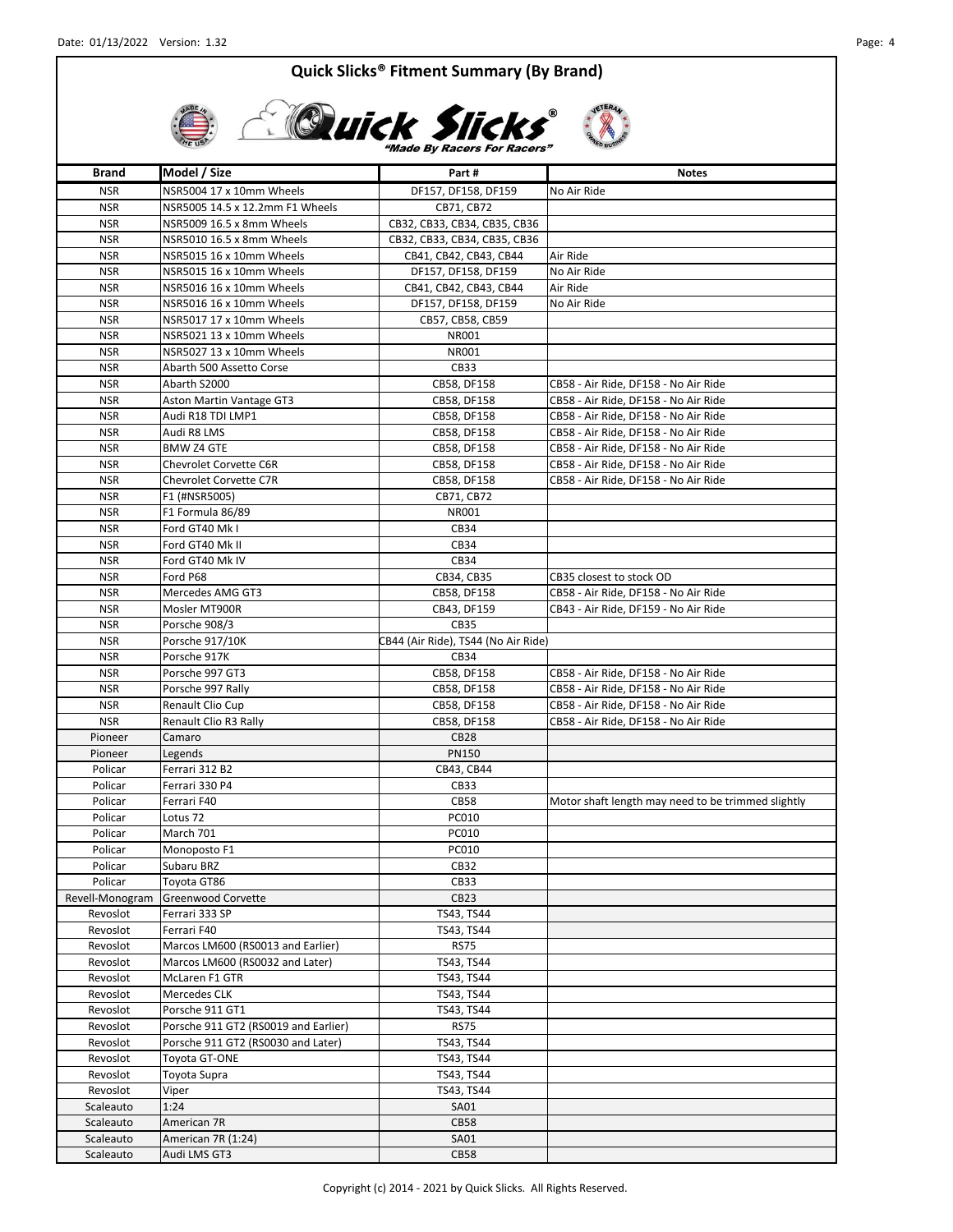# Quick Slicks® Fitment Summary (By Brand)

"Made By Racers For Racers"

| Brand | Model / Size | Part # | Notes |
|---|---|---|---|
| NSR | NSR5004 17 x 10mm Wheels | DF157, DF158, DF159 | No Air Ride |
| NSR | NSR5005 14.5 x 12.2mm F1 Wheels | CB71, CB72 | |
| NSR | NSR5009 16.5 x 8mm Wheels | CB32, CB33, CB34, CB35, CB36 | |
| NSR | NSR5010 16.5 x 8mm Wheels | CB32, CB33, CB34, CB35, CB36 | |
| NSR | NSR5015 16 x 10mm Wheels | CB41, CB42, CB43, CB44 | Air Ride |
| NSR | NSR5015 16 x 10mm Wheels | DF157, DF158, DF159 | No Air Ride |
| NSR | NSR5016 16 x 10mm Wheels | CB41, CB42, CB43, CB44 | Air Ride |
| NSR | NSR5016 16 x 10mm Wheels | DF157, DF158, DF159 | No Air Ride |
| NSR | NSR5017 17 x 10mm Wheels | CB57, CB58, CB59 | |
| NSR | NSR5021 13 x 10mm Wheels | NR001 | |
| NSR | NSR5027 13 x 10mm Wheels | NR001 | |
| NSR | Abarth 500 Assetto Corse | CB33 | |
| NSR | Abarth S2000 | CB58, DF158 | CB58 - Air Ride, DF158 - No Air Ride |
| NSR | Aston Martin Vantage GT3 | CB58, DF158 | CB58 - Air Ride, DF158 - No Air Ride |
| NSR | Audi R18 TDI LMP1 | CB58, DF158 | CB58 - Air Ride, DF158 - No Air Ride |
| NSR | Audi R8 LMS | CB58, DF158 | CB58 - Air Ride, DF158 - No Air Ride |
| NSR | BMW Z4 GTE | CB58, DF158 | CB58 - Air Ride, DF158 - No Air Ride |
| NSR | Chevrolet Corvette C6R | CB58, DF158 | CB58 - Air Ride, DF158 - No Air Ride |
| NSR | Chevrolet Corvette C7R | CB58, DF158 | CB58 - Air Ride, DF158 - No Air Ride |
| NSR | F1 (#NSR5005) | CB71, CB72 | |
| NSR | F1 Formula 86/89 | NR001 | |
| NSR | Ford GT40 Mk I | CB34 | |
| NSR | Ford GT40 Mk II | CB34 | |
| NSR | Ford GT40 Mk IV | CB34 | |
| NSR | Ford P68 | CB34, CB35 | CB35 closest to stock OD |
| NSR | Mercedes AMG GT3 | CB58, DF158 | CB58 - Air Ride, DF158 - No Air Ride |
| NSR | Mosler MT900R | CB43, DF159 | CB43 - Air Ride, DF159 - No Air Ride |
| NSR | Porsche 908/3 | CB35 | |
| NSR | Porsche 917/10K | CB44 (Air Ride), TS44 (No Air Ride) | |
| NSR | Porsche 917K | CB34 | |
| NSR | Porsche 997 GT3 | CB58, DF158 | CB58 - Air Ride, DF158 - No Air Ride |
| NSR | Porsche 997 Rally | CB58, DF158 | CB58 - Air Ride, DF158 - No Air Ride |
| NSR | Renault Clio Cup | CB58, DF158 | CB58 - Air Ride, DF158 - No Air Ride |
| NSR | Renault Clio R3 Rally | CB58, DF158 | CB58 - Air Ride, DF158 - No Air Ride |
| Pioneer | Camaro | CB28 | |
| Pioneer | Legends | PN150 | |
| Policar | Ferrari 312 B2 | CB43, CB44 | |
| Policar | Ferrari 330 P4 | CB33 | |
| Policar | Ferrari F40 | CB58 | Motor shaft length may need to be trimmed slightly |
| Policar | Lotus 72 | PC010 | |
| Policar | March 701 | PC010 | |
| Policar | Monoposto F1 | PC010 | |
| Policar | Subaru BRZ | CB32 | |
| Policar | Toyota GT86 | CB33 | |
| Revell-Monogram | Greenwood Corvette | CB23 | |
| Revoslot | Ferrari 333 SP | TS43, TS44 | |
| Revoslot | Ferrari F40 | TS43, TS44 | |
| Revoslot | Marcos LM600 (RS0013 and Earlier) | RS75 | |
| Revoslot | Marcos LM600 (RS0032 and Later) | TS43, TS44 | |
| Revoslot | McLaren F1 GTR | TS43, TS44 | |
| Revoslot | Mercedes CLK | TS43, TS44 | |
| Revoslot | Porsche 911 GT1 | TS43, TS44 | |
| Revoslot | Porsche 911 GT2 (RS0019 and Earlier) | RS75 | |
| Revoslot | Porsche 911 GT2 (RS0030 and Later) | TS43, TS44 | |
| Revoslot | Toyota GT-ONE | TS43, TS44 | |
| Revoslot | Toyota Supra | TS43, TS44 | |
| Revoslot | Viper | TS43, TS44 | |
| Scaleauto | 1:24 | SA01 | |
| Scaleauto | American 7R | CB58 | |
| Scaleauto | American 7R (1:24) | SA01 | |
| Scaleauto | Audi LMS GT3 | CB58 | |

Copyright (c) 2014 - 2021 by Quick Slicks. All Rights Reserved.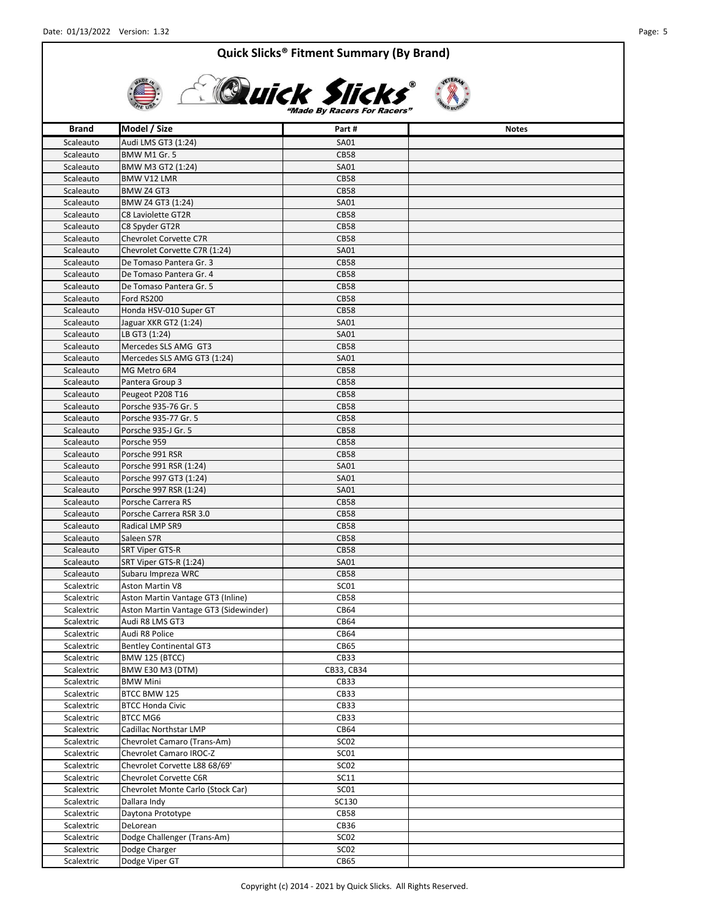## Quick Slicks® Fitment Summary (By Brand)

*"Made By Racers For Racers"*

| Brand | Model / Size | Part # | Notes |
| --- | --- | --- | --- |
| Scaleauto | Audi LMS GT3 (1:24) | SA01 | |
| Scaleauto | BMW M1 Gr. 5 | CB58 | |
| Scaleauto | BMW M3 GT2 (1:24) | SA01 | |
| Scaleauto | BMW V12 LMR | CB58 | |
| Scaleauto | BMW Z4 GT3 | CB58 | |
| Scaleauto | BMW Z4 GT3 (1:24) | SA01 | |
| Scaleauto | C8 Laviolette GT2R | CB58 | |
| Scaleauto | C8 Spyder GT2R | CB58 | |
| Scaleauto | Chevrolet Corvette C7R | CB58 | |
| Scaleauto | Chevrolet Corvette C7R (1:24) | SA01 | |
| Scaleauto | De Tomaso Pantera Gr. 3 | CB58 | |
| Scaleauto | De Tomaso Pantera Gr. 4 | CB58 | |
| Scaleauto | De Tomaso Pantera Gr. 5 | CB58 | |
| Scaleauto | Ford RS200 | CB58 | |
| Scaleauto | Honda HSV-010 Super GT | CB58 | |
| Scaleauto | Jaguar XKR GT2 (1:24) | SA01 | |
| Scaleauto | LB GT3 (1:24) | SA01 | |
| Scaleauto | Mercedes SLS AMG GT3 | CB58 | |
| Scaleauto | Mercedes SLS AMG GT3 (1:24) | SA01 | |
| Scaleauto | MG Metro 6R4 | CB58 | |
| Scaleauto | Pantera Group 3 | CB58 | |
| Scaleauto | Peugeot P208 T16 | CB58 | |
| Scaleauto | Porsche 935-76 Gr. 5 | CB58 | |
| Scaleauto | Porsche 935-77 Gr. 5 | CB58 | |
| Scaleauto | Porsche 935-J Gr. 5 | CB58 | |
| Scaleauto | Porsche 959 | CB58 | |
| Scaleauto | Porsche 991 RSR | CB58 | |
| Scaleauto | Porsche 991 RSR (1:24) | SA01 | |
| Scaleauto | Porsche 997 GT3 (1:24) | SA01 | |
| Scaleauto | Porsche 997 RSR (1:24) | SA01 | |
| Scaleauto | Porsche Carrera RS | CB58 | |
| Scaleauto | Porsche Carrera RSR 3.0 | CB58 | |
| Scaleauto | Radical LMP SR9 | CB58 | |
| Scaleauto | Saleen S7R | CB58 | |
| Scaleauto | SRT Viper GTS-R | CB58 | |
| Scaleauto | SRT Viper GTS-R (1:24) | SA01 | |
| Scaleauto | Subaru Impreza WRC | CB58 | |
| Scalextric | Aston Martin V8 | SC01 | |
| Scalextric | Aston Martin Vantage GT3 (Inline) | CB58 | |
| Scalextric | Aston Martin Vantage GT3 (Sidewinder) | CB64 | |
| Scalextric | Audi R8 LMS GT3 | CB64 | |
| Scalextric | Audi R8 Police | CB64 | |
| Scalextric | Bentley Continental GT3 | CB65 | |
| Scalextric | BMW 125 (BTCC) | CB33 | |
| Scalextric | BMW E30 M3 (DTM) | CB33, CB34 | |
| Scalextric | BMW Mini | CB33 | |
| Scalextric | BTCC BMW 125 | CB33 | |
| Scalextric | BTCC Honda Civic | CB33 | |
| Scalextric | BTCC MG6 | CB33 | |
| Scalextric | Cadillac Northstar LMP | CB64 | |
| Scalextric | Chevrolet Camaro (Trans-Am) | SC02 | |
| Scalextric | Chevrolet Camaro IROC-Z | SC01 | |
| Scalextric | Chevrolet Corvette L88 68/69' | SC02 | |
| Scalextric | Chevrolet Corvette C6R | SC11 | |
| Scalextric | Chevrolet Monte Carlo (Stock Car) | SC01 | |
| Scalextric | Dallara Indy | SC130 | |
| Scalextric | Daytona Prototype | CB58 | |
| Scalextric | DeLorean | CB36 | |
| Scalextric | Dodge Challenger (Trans-Am) | SC02 | |
| Scalextric | Dodge Charger | SC02 | |
| Scalextric | Dodge Viper GT | CB65 | |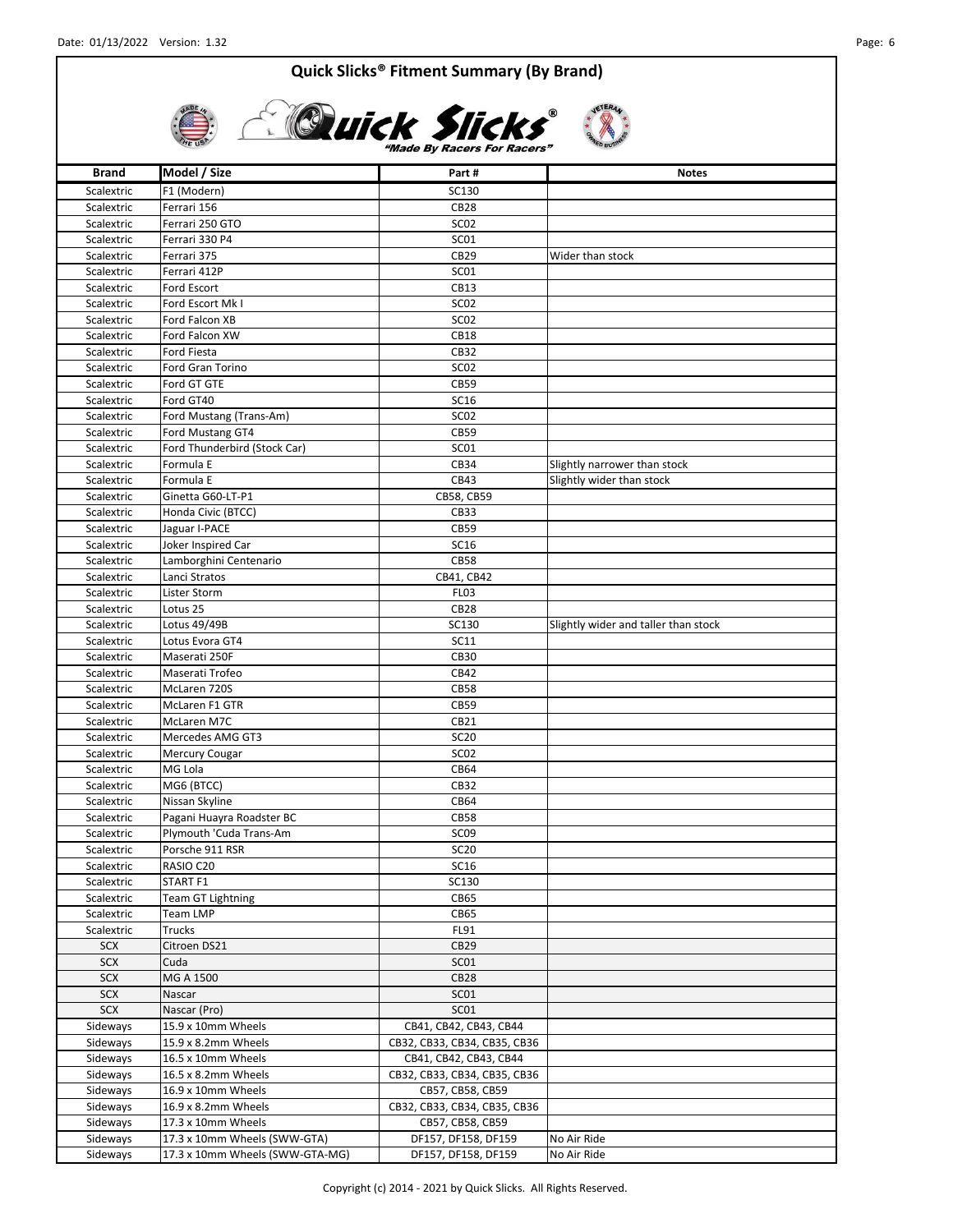# Quick Slicks® Fitment Summary (By Brand)

*"Made By Racers For Racers"*

| Brand | Model / Size | Part # | Notes |
|---|---|---|---|
| Scalextric | F1 (Modern) | SC130 | |
| Scalextric | Ferrari 156 | CB28 | |
| Scalextric | Ferrari 250 GTO | SC02 | |
| Scalextric | Ferrari 330 P4 | SC01 | |
| Scalextric | Ferrari 375 | CB29 | Wider than stock |
| Scalextric | Ferrari 412P | SC01 | |
| Scalextric | Ford Escort | CB13 | |
| Scalextric | Ford Escort Mk I | SC02 | |
| Scalextric | Ford Falcon XB | SC02 | |
| Scalextric | Ford Falcon XW | CB18 | |
| Scalextric | Ford Fiesta | CB32 | |
| Scalextric | Ford Gran Torino | SC02 | |
| Scalextric | Ford GT GTE | CB59 | |
| Scalextric | Ford GT40 | SC16 | |
| Scalextric | Ford Mustang (Trans-Am) | SC02 | |
| Scalextric | Ford Mustang GT4 | CB59 | |
| Scalextric | Ford Thunderbird (Stock Car) | SC01 | |
| Scalextric | Formula E | CB34 | Slightly narrower than stock |
| Scalextric | Formula E | CB43 | Slightly wider than stock |
| Scalextric | Ginetta G60-LT-P1 | CB58, CB59 | |
| Scalextric | Honda Civic (BTCC) | CB33 | |
| Scalextric | Jaguar I-PACE | CB59 | |
| Scalextric | Joker Inspired Car | SC16 | |
| Scalextric | Lamborghini Centenario | CB58 | |
| Scalextric | Lanci Stratos | CB41, CB42 | |
| Scalextric | Lister Storm | FL03 | |
| Scalextric | Lotus 25 | CB28 | |
| Scalextric | Lotus 49/49B | SC130 | Slightly wider and taller than stock |
| Scalextric | Lotus Evora GT4 | SC11 | |
| Scalextric | Maserati 250F | CB30 | |
| Scalextric | Maserati Trofeo | CB42 | |
| Scalextric | McLaren 720S | CB58 | |
| Scalextric | McLaren F1 GTR | CB59 | |
| Scalextric | McLaren M7C | CB21 | |
| Scalextric | Mercedes AMG GT3 | SC20 | |
| Scalextric | Mercury Cougar | SC02 | |
| Scalextric | MG Lola | CB64 | |
| Scalextric | MG6 (BTCC) | CB32 | |
| Scalextric | Nissan Skyline | CB64 | |
| Scalextric | Pagani Huayra Roadster BC | CB58 | |
| Scalextric | Plymouth 'Cuda Trans-Am | SC09 | |
| Scalextric | Porsche 911 RSR | SC20 | |
| Scalextric | RASIO C20 | SC16 | |
| Scalextric | START F1 | SC130 | |
| Scalextric | Team GT Lightning | CB65 | |
| Scalextric | Team LMP | CB65 | |
| Scalextric | Trucks | FL91 | |
| SCX | Citroen DS21 | CB29 | |
| SCX | Cuda | SC01 | |
| SCX | MG A 1500 | CB28 | |
| SCX | Nascar | SC01 | |
| SCX | Nascar (Pro) | SC01 | |
| Sideways | 15.9 x 10mm Wheels | CB41, CB42, CB43, CB44 | |
| Sideways | 15.9 x 8.2mm Wheels | CB32, CB33, CB34, CB35, CB36 | |
| Sideways | 16.5 x 10mm Wheels | CB41, CB42, CB43, CB44 | |
| Sideways | 16.5 x 8.2mm Wheels | CB32, CB33, CB34, CB35, CB36 | |
| Sideways | 16.9 x 10mm Wheels | CB57, CB58, CB59 | |
| Sideways | 16.9 x 8.2mm Wheels | CB32, CB33, CB34, CB35, CB36 | |
| Sideways | 17.3 x 10mm Wheels | CB57, CB58, CB59 | |
| Sideways | 17.3 x 10mm Wheels (SWW-GTA) | DF157, DF158, DF159 | No Air Ride |
| Sideways | 17.3 x 10mm Wheels (SWW-GTA-MG) | DF157, DF158, DF159 | No Air Ride |

Copyright (c) 2014 - 2021 by Quick Slicks. All Rights Reserved.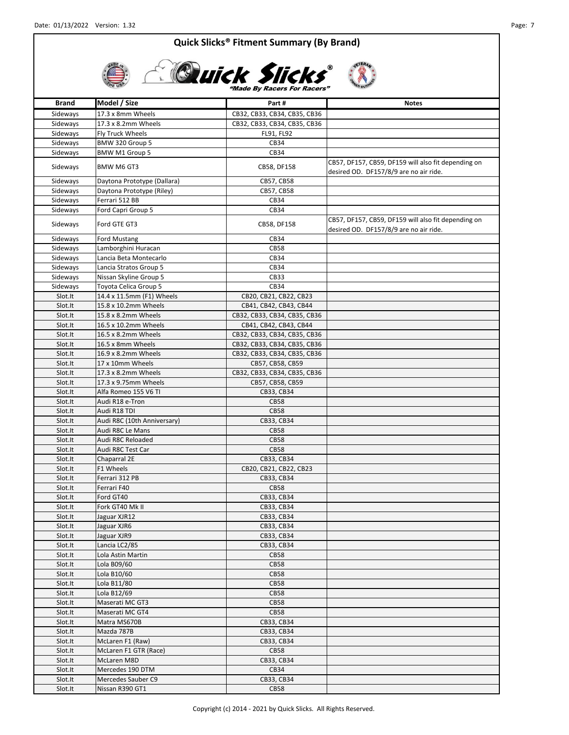# Quick Slicks® Fitment Summary (By Brand)

Quick Slicks® "Made By Racers For Racers"

| Brand | Model / Size | Part # | Notes |
|---|---|---|---|
| Sideways | 17.3 x 8mm Wheels | CB32, CB33, CB34, CB35, CB36 | |
| Sideways | 17.3 x 8.2mm Wheels | CB32, CB33, CB34, CB35, CB36 | |
| Sideways | Fly Truck Wheels | FL91, FL92 | |
| Sideways | BMW 320 Group 5 | CB34 | |
| Sideways | BMW M1 Group 5 | CB34 | |
| Sideways | BMW M6 GT3 | CB58, DF158 | CB57, DF157, CB59, DF159 will also fit depending on desired OD. DF157/8/9 are no air ride. |
| Sideways | Daytona Prototype (Dallara) | CB57, CB58 | |
| Sideways | Daytona Prototype (Riley) | CB57, CB58 | |
| Sideways | Ferrari 512 BB | CB34 | |
| Sideways | Ford Capri Group 5 | CB34 | |
| Sideways | Ford GTE GT3 | CB58, DF158 | CB57, DF157, CB59, DF159 will also fit depending on desired OD. DF157/8/9 are no air ride. |
| Sideways | Ford Mustang | CB34 | |
| Sideways | Lamborghini Huracan | CB58 | |
| Sideways | Lancia Beta Montecarlo | CB34 | |
| Sideways | Lancia Stratos Group 5 | CB34 | |
| Sideways | Nissan Skyline Group 5 | CB33 | |
| Sideways | Toyota Celica Group 5 | CB34 | |
| Slot.It | 14.4 x 11.5mm (F1) Wheels | CB20, CB21, CB22, CB23 | |
| Slot.It | 15.8 x 10.2mm Wheels | CB41, CB42, CB43, CB44 | |
| Slot.It | 15.8 x 8.2mm Wheels | CB32, CB33, CB34, CB35, CB36 | |
| Slot.It | 16.5 x 10.2mm Wheels | CB41, CB42, CB43, CB44 | |
| Slot.It | 16.5 x 8.2mm Wheels | CB32, CB33, CB34, CB35, CB36 | |
| Slot.It | 16.5 x 8mm Wheels | CB32, CB33, CB34, CB35, CB36 | |
| Slot.It | 16.9 x 8.2mm Wheels | CB32, CB33, CB34, CB35, CB36 | |
| Slot.It | 17 x 10mm Wheels | CB57, CB58, CB59 | |
| Slot.It | 17.3 x 8.2mm Wheels | CB32, CB33, CB34, CB35, CB36 | |
| Slot.It | 17.3 x 9.75mm Wheels | CB57, CB58, CB59 | |
| Slot.It | Alfa Romeo 155 V6 TI | CB33, CB34 | |
| Slot.It | Audi R18 e-Tron | CB58 | |
| Slot.It | Audi R18 TDI | CB58 | |
| Slot.It | Audi R8C (10th Anniversary) | CB33, CB34 | |
| Slot.It | Audi R8C Le Mans | CB58 | |
| Slot.It | Audi R8C Reloaded | CB58 | |
| Slot.It | Audi R8C Test Car | CB58 | |
| Slot.It | Chaparral 2E | CB33, CB34 | |
| Slot.It | F1 Wheels | CB20, CB21, CB22, CB23 | |
| Slot.It | Ferrari 312 PB | CB33, CB34 | |
| Slot.It | Ferrari F40 | CB58 | |
| Slot.It | Ford GT40 | CB33, CB34 | |
| Slot.It | Fork GT40 Mk II | CB33, CB34 | |
| Slot.It | Jaguar XJR12 | CB33, CB34 | |
| Slot.It | Jaguar XJR6 | CB33, CB34 | |
| Slot.It | Jaguar XJR9 | CB33, CB34 | |
| Slot.It | Lancia LC2/85 | CB33, CB34 | |
| Slot.It | Lola Astin Martin | CB58 | |
| Slot.It | Lola B09/60 | CB58 | |
| Slot.It | Lola B10/60 | CB58 | |
| Slot.It | Lola B11/80 | CB58 | |
| Slot.It | Lola B12/69 | CB58 | |
| Slot.It | Maserati MC GT3 | CB58 | |
| Slot.It | Maserati MC GT4 | CB58 | |
| Slot.It | Matra MS670B | CB33, CB34 | |
| Slot.It | Mazda 787B | CB33, CB34 | |
| Slot.It | McLaren F1 (Raw) | CB33, CB34 | |
| Slot.It | McLaren F1 GTR (Race) | CB58 | |
| Slot.It | McLaren M8D | CB33, CB34 | |
| Slot.It | Mercedes 190 DTM | CB34 | |
| Slot.It | Mercedes Sauber C9 | CB33, CB34 | |
| Slot.It | Nissan R390 GT1 | CB58 | |

Copyright (c) 2014 - 2021 by Quick Slicks. All Rights Reserved.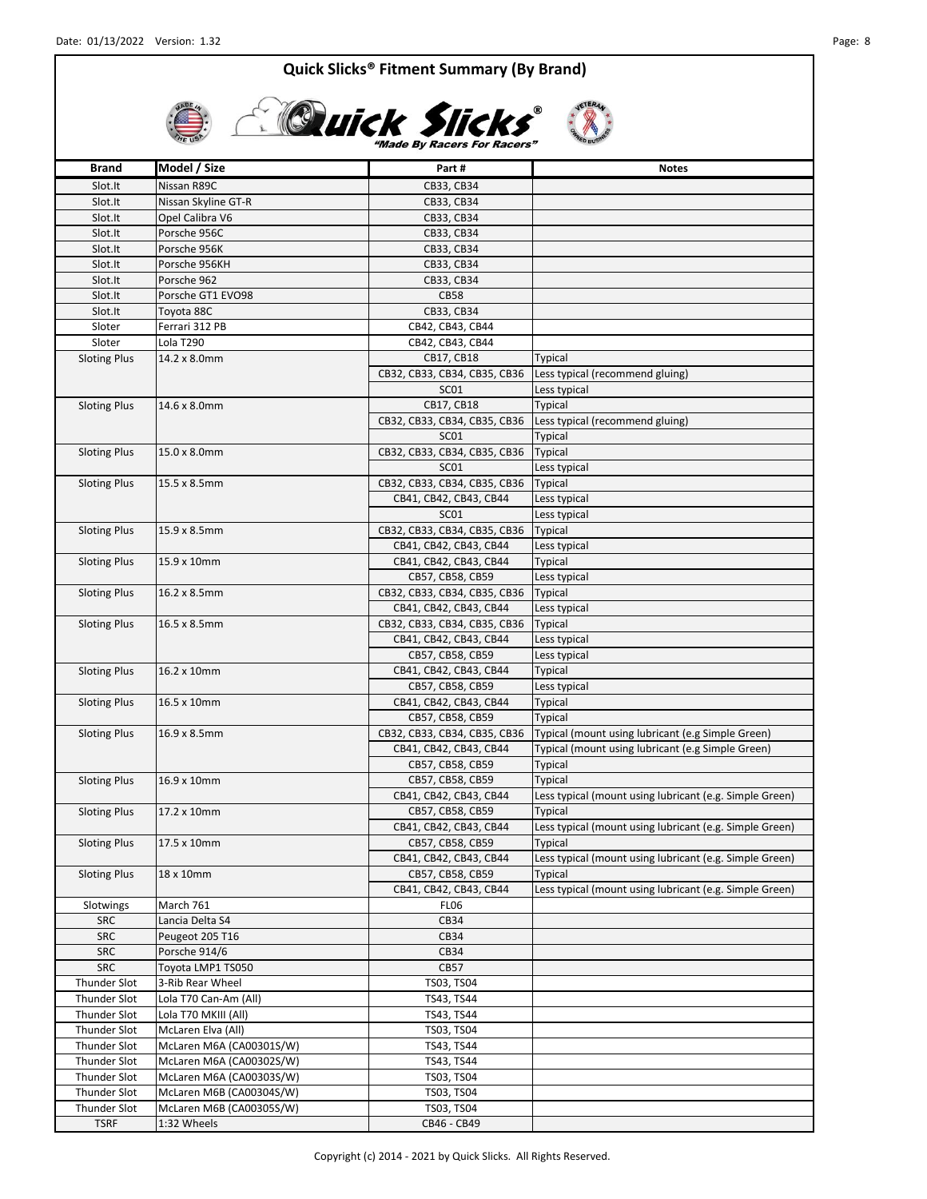## Quick Slicks® Fitment Summary (By Brand)

*"Made By Racers For Racers"*

| Brand | Model / Size | Part # | Notes |
|---|---|---|---|
| Slot.It | Nissan R89C | CB33, CB34 | |
| Slot.It | Nissan Skyline GT-R | CB33, CB34 | |
| Slot.It | Opel Calibra V6 | CB33, CB34 | |
| Slot.It | Porsche 956C | CB33, CB34 | |
| Slot.It | Porsche 956K | CB33, CB34 | |
| Slot.It | Porsche 956KH | CB33, CB34 | |
| Slot.It | Porsche 962 | CB33, CB34 | |
| Slot.It | Porsche GT1 EVO98 | CB58 | |
| Slot.It | Toyota 88C | CB33, CB34 | |
| Sloter | Ferrari 312 PB | CB42, CB43, CB44 | |
| Sloter | Lola T290 | CB42, CB43, CB44 | |
| Sloting Plus | 14.2 x 8.0mm | CB17, CB18 | Typical |
| | | CB32, CB33, CB34, CB35, CB36 | Less typical (recommend gluing) |
| | | SC01 | Less typical |
| Sloting Plus | 14.6 x 8.0mm | CB17, CB18 | Typical |
| | | CB32, CB33, CB34, CB35, CB36 | Less typical (recommend gluing) |
| | | SC01 | Typical |
| Sloting Plus | 15.0 x 8.0mm | CB32, CB33, CB34, CB35, CB36 | Typical |
| | | SC01 | Less typical |
| Sloting Plus | 15.5 x 8.5mm | CB32, CB33, CB34, CB35, CB36 | Typical |
| | | CB41, CB42, CB43, CB44 | Less typical |
| | | SC01 | Less typical |
| Sloting Plus | 15.9 x 8.5mm | CB32, CB33, CB34, CB35, CB36 | Typical |
| | | CB41, CB42, CB43, CB44 | Less typical |
| Sloting Plus | 15.9 x 10mm | CB41, CB42, CB43, CB44 | Typical |
| | | CB57, CB58, CB59 | Less typical |
| Sloting Plus | 16.2 x 8.5mm | CB32, CB33, CB34, CB35, CB36 | Typical |
| | | CB41, CB42, CB43, CB44 | Less typical |
| Sloting Plus | 16.5 x 8.5mm | CB32, CB33, CB34, CB35, CB36 | Typical |
| | | CB41, CB42, CB43, CB44 | Less typical |
| | | CB57, CB58, CB59 | Less typical |
| Sloting Plus | 16.2 x 10mm | CB41, CB42, CB43, CB44 | Typical |
| | | CB57, CB58, CB59 | Less typical |
| Sloting Plus | 16.5 x 10mm | CB41, CB42, CB43, CB44 | Typical |
| | | CB57, CB58, CB59 | Typical |
| Sloting Plus | 16.9 x 8.5mm | CB32, CB33, CB34, CB35, CB36 | Typical (mount using lubricant (e.g Simple Green) |
| | | CB41, CB42, CB43, CB44 | Typical (mount using lubricant (e.g Simple Green) |
| | | CB57, CB58, CB59 | Typical |
| Sloting Plus | 16.9 x 10mm | CB57, CB58, CB59 | Typical |
| | | CB41, CB42, CB43, CB44 | Less typical (mount using lubricant (e.g. Simple Green) |
| Sloting Plus | 17.2 x 10mm | CB57, CB58, CB59 | Typical |
| | | CB41, CB42, CB43, CB44 | Less typical (mount using lubricant (e.g. Simple Green) |
| Sloting Plus | 17.5 x 10mm | CB57, CB58, CB59 | Typical |
| | | CB41, CB42, CB43, CB44 | Less typical (mount using lubricant (e.g. Simple Green) |
| Sloting Plus | 18 x 10mm | CB57, CB58, CB59 | Typical |
| | | CB41, CB42, CB43, CB44 | Less typical (mount using lubricant (e.g. Simple Green) |
| Slotwings | March 761 | FL06 | |
| SRC | Lancia Delta S4 | CB34 | |
| SRC | Peugeot 205 T16 | CB34 | |
| SRC | Porsche 914/6 | CB34 | |
| SRC | Toyota LMP1 TS050 | CB57 | |
| Thunder Slot | 3-Rib Rear Wheel | TS03, TS04 | |
| Thunder Slot | Lola T70 Can-Am (All) | TS43, TS44 | |
| Thunder Slot | Lola T70 MKIII (All) | TS43, TS44 | |
| Thunder Slot | McLaren Elva (All) | TS03, TS04 | |
| Thunder Slot | McLaren M6A (CA00301S/W) | TS43, TS44 | |
| Thunder Slot | McLaren M6A (CA00302S/W) | TS43, TS44 | |
| Thunder Slot | McLaren M6A (CA00303S/W) | TS03, TS04 | |
| Thunder Slot | McLaren M6B (CA00304S/W) | TS03, TS04 | |
| Thunder Slot | McLaren M6B (CA00305S/W) | TS03, TS04 | |
| TSRF | 1:32 Wheels | CB46 - CB49 | |

Copyright (c) 2014 - 2021 by Quick Slicks. All Rights Reserved.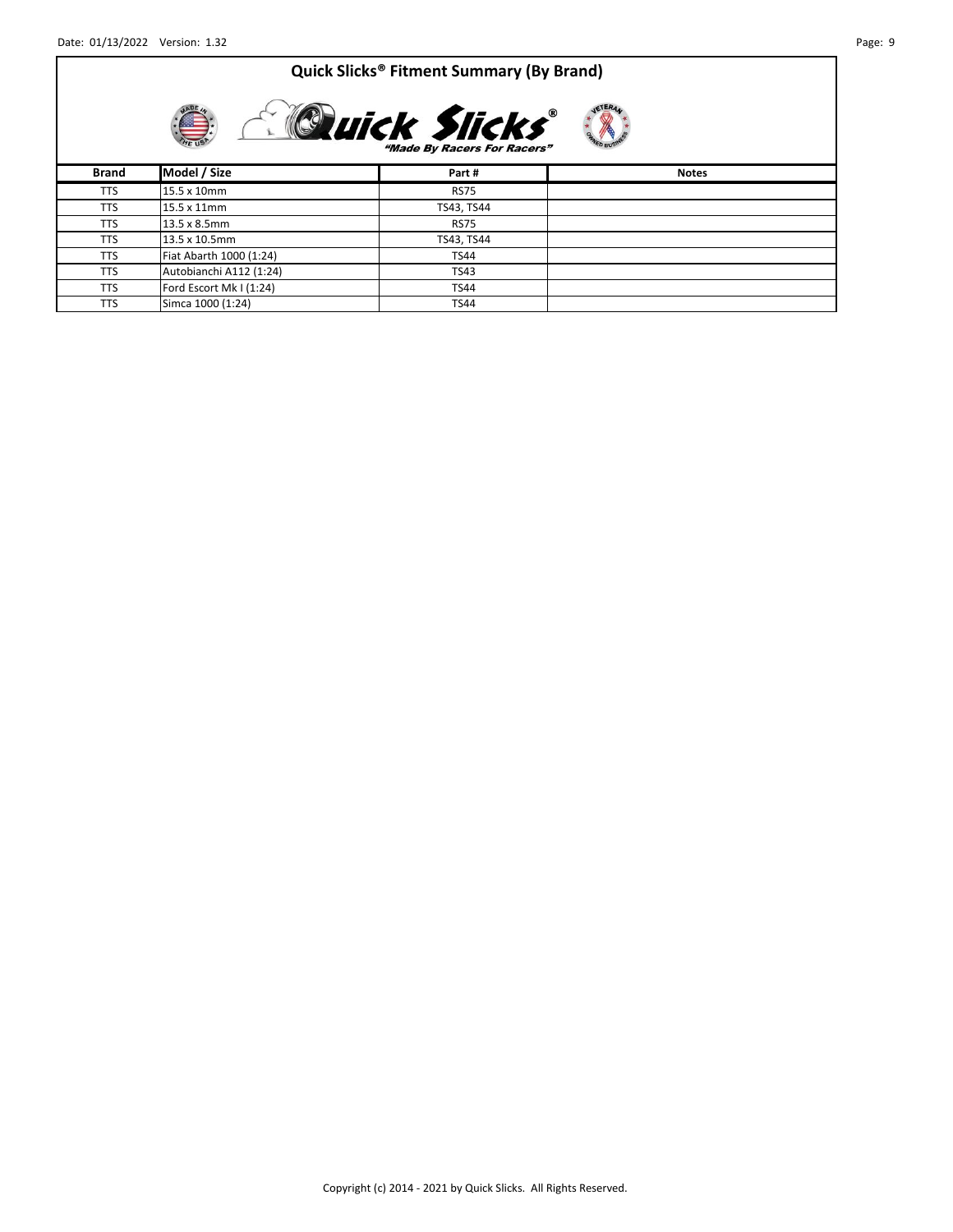## Quick Slicks® Fitment Summary (By Brand)

| Brand | Model / Size | Part # | Notes |
|---|---|---|---|
| TTS | 15.5 x 10mm | RS75 | |
| TTS | 15.5 x 11mm | TS43, TS44 | |
| TTS | 13.5 x 8.5mm | RS75 | |
| TTS | 13.5 x 10.5mm | TS43, TS44 | |
| TTS | Fiat Abarth 1000 (1:24) | TS44 | |
| TTS | Autobianchi A112 (1:24) | TS43 | |
| TTS | Ford Escort Mk I (1:24) | TS44 | |
| TTS | Simca 1000 (1:24) | TS44 | |

Copyright (c) 2014 - 2021 by Quick Slicks. All Rights Reserved.